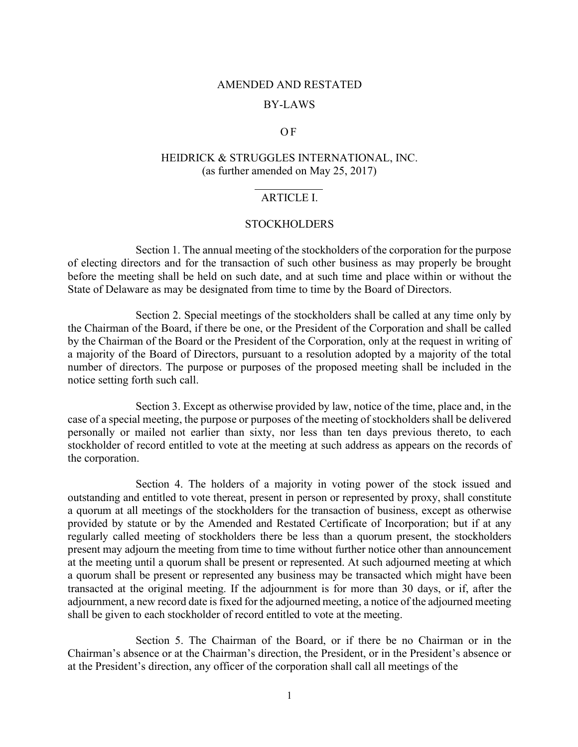# AMENDED AND RESTATED

# BY-LAWS

# OF

# HEIDRICK & STRUGGLES INTERNATIONAL, INC.

(as further amended on May 25, 2017)

## ARTICLE I.

## STOCKHOLDERS

Section 1. The annual meeting of the stockholders of the corporation for the purpose of electing directors and for the transaction of such other business as may properly be brought before the meeting shall be held on such date, and at such time and place within or without the State of Delaware as may be designated from time to time by the Board of Directors.

Section 2. Special meetings of the stockholders shall be called at any time only by the Chairman of the Board, if there be one, or the President of the Corporation and shall be called by the Chairman of the Board or the President of the Corporation, only at the request in writing of a majority of the Board of Directors, pursuant to a resolution adopted by a majority of the total number of directors. The purpose or purposes of the proposed meeting shall be included in the notice setting forth such call.

Section 3. Except as otherwise provided by law, notice of the time, place and, in the case of a special meeting, the purpose or purposes of the meeting of stockholders shall be delivered personally or mailed not earlier than sixty, nor less than ten days previous thereto, to each stockholder of record entitled to vote at the meeting at such address as appears on the records of the corporation.

Section 4. The holders of a majority in voting power of the stock issued and outstanding and entitled to vote thereat, present in person or represented by proxy, shall constitute a quorum at all meetings of the stockholders for the transaction of business, except as otherwise provided by statute or by the Amended and Restated Certificate of Incorporation; but if at any regularly called meeting of stockholders there be less than a quorum present, the stockholders present may adjourn the meeting from time to time without further notice other than announcement at the meeting until a quorum shall be present or represented. At such adjourned meeting at which a quorum shall be present or represented any business may be transacted which might have been transacted at the original meeting. If the adjournment is for more than 30 days, or if, after the adjournment, a new record date is fixed for the adjourned meeting, a notice of the adjourned meeting shall be given to each stockholder of record entitled to vote at the meeting.

Section 5. The Chairman of the Board, or if there be no Chairman or in the Chairman's absence or at the Chairman's direction, the President, or in the President's absence or at the President's direction, any officer of the corporation shall call all meetings of the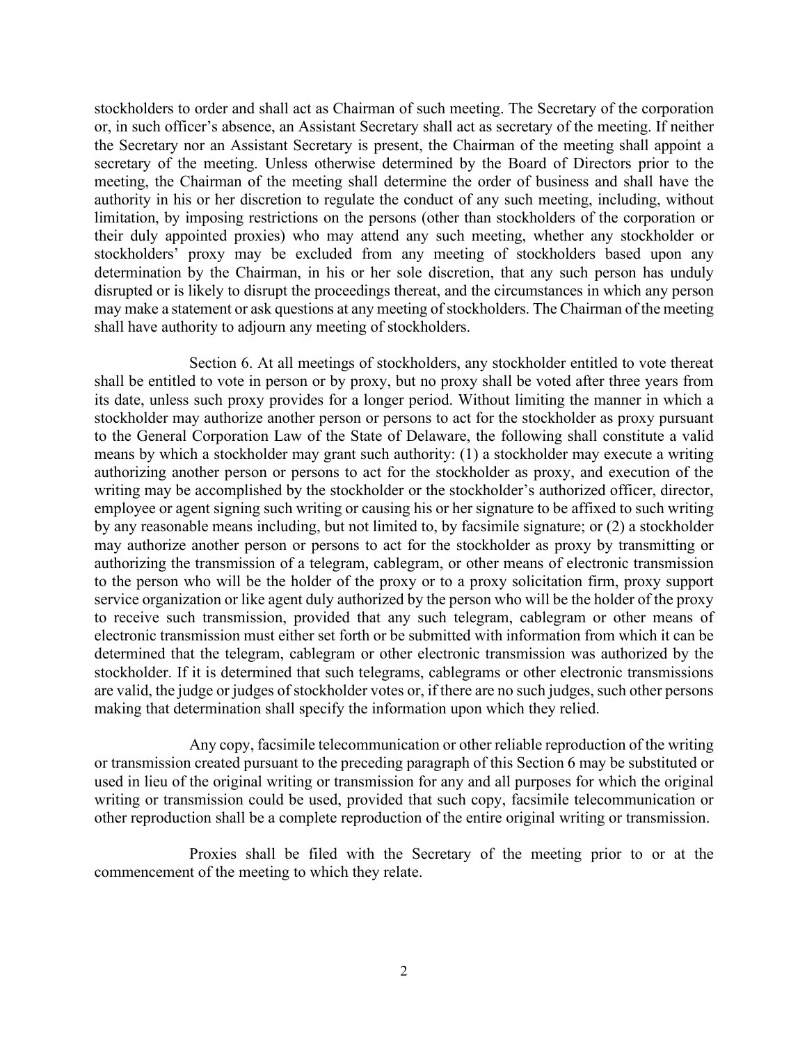stockholders to order and shall act as Chairman of such meeting. The Secretary of the corporation or, in such officer's absence, an Assistant Secretary shall act as secretary of the meeting. If neither the Secretary nor an Assistant Secretary is present, the Chairman of the meeting shall appoint a secretary of the meeting. Unless otherwise determined by the Board of Directors prior to the meeting, the Chairman of the meeting shall determine the order of business and shall have the authority in his or her discretion to regulate the conduct of any such meeting, including, without limitation, by imposing restrictions on the persons (other than stockholders of the corporation or their duly appointed proxies) who may attend any such meeting, whether any stockholder or stockholders' proxy may be excluded from any meeting of stockholders based upon any determination by the Chairman, in his or her sole discretion, that any such person has unduly disrupted or is likely to disrupt the proceedings thereat, and the circumstances in which any person may make a statement or ask questions at any meeting of stockholders. The Chairman of the meeting shall have authority to adjourn any meeting of stockholders.

Section 6. At all meetings of stockholders, any stockholder entitled to vote thereat shall be entitled to vote in person or by proxy, but no proxy shall be voted after three years from its date, unless such proxy provides for a longer period. Without limiting the manner in which a stockholder may authorize another person or persons to act for the stockholder as proxy pursuant to the General Corporation Law of the State of Delaware, the following shall constitute a valid means by which a stockholder may grant such authority: (1) a stockholder may execute a writing authorizing another person or persons to act for the stockholder as proxy, and execution of the writing may be accomplished by the stockholder or the stockholder's authorized officer, director, employee or agent signing such writing or causing his or her signature to be affixed to such writing by any reasonable means including, but not limited to, by facsimile signature; or (2) a stockholder may authorize another person or persons to act for the stockholder as proxy by transmitting or authorizing the transmission of a telegram, cablegram, or other means of electronic transmission to the person who will be the holder of the proxy or to a proxy solicitation firm, proxy support service organization or like agent duly authorized by the person who will be the holder of the proxy to receive such transmission, provided that any such telegram, cablegram or other means of electronic transmission must either set forth or be submitted with information from which it can be determined that the telegram, cablegram or other electronic transmission was authorized by the stockholder. If it is determined that such telegrams, cablegrams or other electronic transmissions are valid, the judge or judges of stockholder votes or, if there are no such judges, such other persons making that determination shall specify the information upon which they relied.

Any copy, facsimile telecommunication or other reliable reproduction of the writing or transmission created pursuant to the preceding paragraph of this Section 6 may be substituted or used in lieu of the original writing or transmission for any and all purposes for which the original writing or transmission could be used, provided that such copy, facsimile telecommunication or other reproduction shall be a complete reproduction of the entire original writing or transmission.

Proxies shall be filed with the Secretary of the meeting prior to or at the commencement of the meeting to which they relate.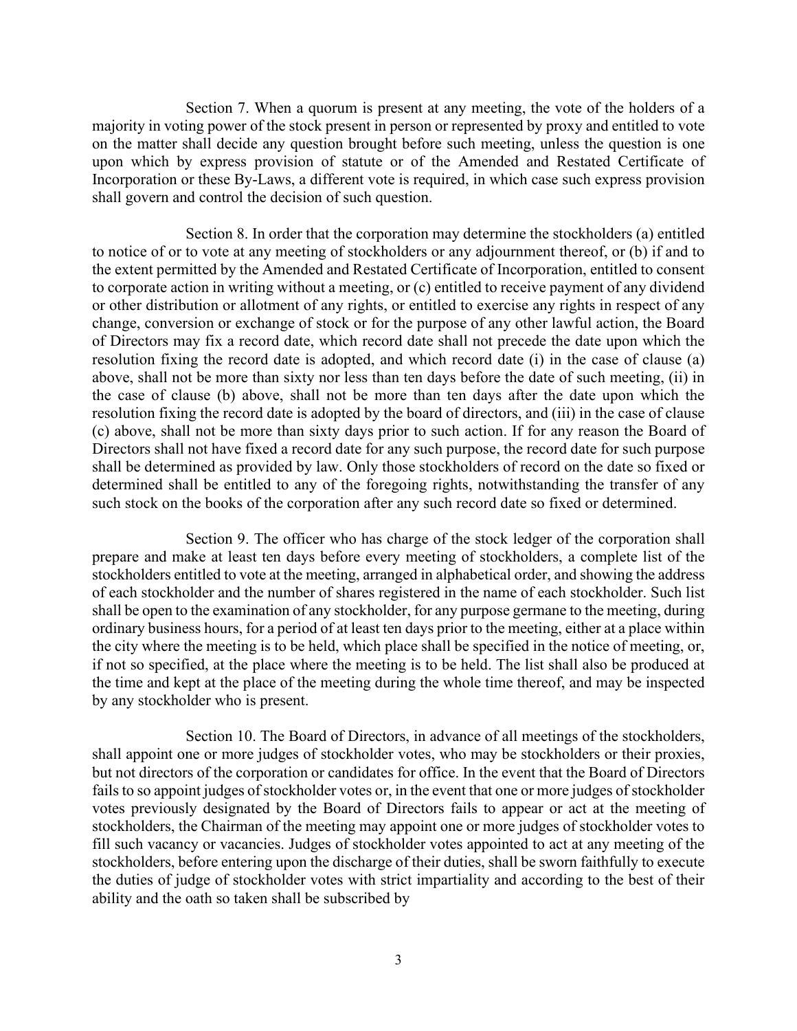Section 7. When a quorum is present at any meeting, the vote of the holders of a majority in voting power of the stock present in person or represented by proxy and entitled to vote on the matter shall decide any question brought before such meeting, unless the question is one upon which by express provision of statute or of the Amended and Restated Certificate of Incorporation or these By-Laws, a different vote is required, in which case such express provision shall govern and control the decision of such question.

Section 8. In order that the corporation may determine the stockholders (a) entitled to notice of or to vote at any meeting of stockholders or any adjournment thereof, or (b) if and to the extent permitted by the Amended and Restated Certificate of Incorporation, entitled to consent to corporate action in writing without a meeting, or (c) entitled to receive payment of any dividend or other distribution or allotment of any rights, or entitled to exercise any rights in respect of any change, conversion or exchange of stock or for the purpose of any other lawful action, the Board of Directors may fix a record date, which record date shall not precede the date upon which the resolution fixing the record date is adopted, and which record date (i) in the case of clause (a) above, shall not be more than sixty nor less than ten days before the date of such meeting, (ii) in the case of clause (b) above, shall not be more than ten days after the date upon which the resolution fixing the record date is adopted by the board of directors, and (iii) in the case of clause (c) above, shall not be more than sixty days prior to such action. If for any reason the Board of Directors shall not have fixed a record date for any such purpose, the record date for such purpose shall be determined as provided by law. Only those stockholders of record on the date so fixed or determined shall be entitled to any of the foregoing rights, notwithstanding the transfer of any such stock on the books of the corporation after any such record date so fixed or determined.

Section 9. The officer who has charge of the stock ledger of the corporation shall prepare and make at least ten days before every meeting of stockholders, a complete list of the stockholders entitled to vote at the meeting, arranged in alphabetical order, and showing the address of each stockholder and the number of shares registered in the name of each stockholder. Such list shall be open to the examination of any stockholder, for any purpose germane to the meeting, during ordinary business hours, for a period of at least ten days prior to the meeting, either at a place within the city where the meeting is to be held, which place shall be specified in the notice of meeting, or, if not so specified, at the place where the meeting is to be held. The list shall also be produced at the time and kept at the place of the meeting during the whole time thereof, and may be inspected by any stockholder who is present.

Section 10. The Board of Directors, in advance of all meetings of the stockholders, shall appoint one or more judges of stockholder votes, who may be stockholders or their proxies, but not directors of the corporation or candidates for office. In the event that the Board of Directors fails to so appoint judges of stockholder votes or, in the event that one or more judges of stockholder votes previously designated by the Board of Directors fails to appear or act at the meeting of stockholders, the Chairman of the meeting may appoint one or more judges of stockholder votes to fill such vacancy or vacancies. Judges of stockholder votes appointed to act at any meeting of the stockholders, before entering upon the discharge of their duties, shall be sworn faithfully to execute the duties of judge of stockholder votes with strict impartiality and according to the best of their ability and the oath so taken shall be subscribed by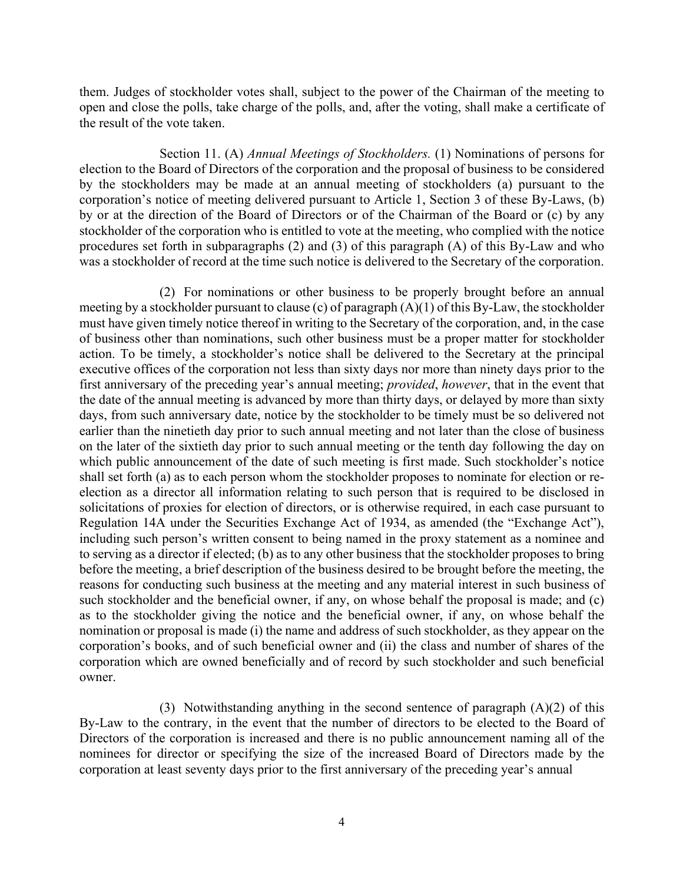them. Judges of stockholder votes shall, subject to the power of the Chairman of the meeting to open and close the polls, take charge of the polls, and, after the voting, shall make a certificate of the result of the vote taken.

Section 11. (A) *Annual Meetings of Stockholders.* (1) Nominations of persons for election to the Board of Directors of the corporation and the proposal of business to be considered by the stockholders may be made at an annual meeting of stockholders (a) pursuant to the corporation's notice of meeting delivered pursuant to Article 1, Section 3 of these By-Laws, (b) by or at the direction of the Board of Directors or of the Chairman of the Board or (c) by any stockholder of the corporation who is entitled to vote at the meeting, who complied with the notice procedures set forth in subparagraphs (2) and (3) of this paragraph (A) of this By-Law and who was a stockholder of record at the time such notice is delivered to the Secretary of the corporation.

(2) For nominations or other business to be properly brought before an annual meeting by a stockholder pursuant to clause (c) of paragraph (A)(1) of this By-Law, the stockholder must have given timely notice thereof in writing to the Secretary of the corporation, and, in the case of business other than nominations, such other business must be a proper matter for stockholder action. To be timely, a stockholder's notice shall be delivered to the Secretary at the principal executive offices of the corporation not less than sixty days nor more than ninety days prior to the first anniversary of the preceding year's annual meeting; *provided*, *however*, that in the event that the date of the annual meeting is advanced by more than thirty days, or delayed by more than sixty days, from such anniversary date, notice by the stockholder to be timely must be so delivered not earlier than the ninetieth day prior to such annual meeting and not later than the close of business on the later of the sixtieth day prior to such annual meeting or the tenth day following the day on which public announcement of the date of such meeting is first made. Such stockholder's notice shall set forth (a) as to each person whom the stockholder proposes to nominate for election or re-election as a director all information relating to such person that is required to be disclosed in solicitations of proxies for election of directors, or is otherwise required, in each case pursuant to Regulation 14A under the Securities Exchange Act of 1934, as amended (the "Exchange Act"), including such person's written consent to being named in the proxy statement as a nominee and to serving as a director if elected; (b) as to any other business that the stockholder proposes to bring before the meeting, a brief description of the business desired to be brought before the meeting, the reasons for conducting such business at the meeting and any material interest in such business of such stockholder and the beneficial owner, if any, on whose behalf the proposal is made; and (c) as to the stockholder giving the notice and the beneficial owner, if any, on whose behalf the nomination or proposal is made (i) the name and address of such stockholder, as they appear on the corporation's books, and of such beneficial owner and (ii) the class and number of shares of the corporation which are owned beneficially and of record by such stockholder and such beneficial owner.

(3) Notwithstanding anything in the second sentence of paragraph (A)(2) of this By-Law to the contrary, in the event that the number of directors to be elected to the Board of Directors of the corporation is increased and there is no public announcement naming all of the nominees for director or specifying the size of the increased Board of Directors made by the corporation at least seventy days prior to the first anniversary of the preceding year's annual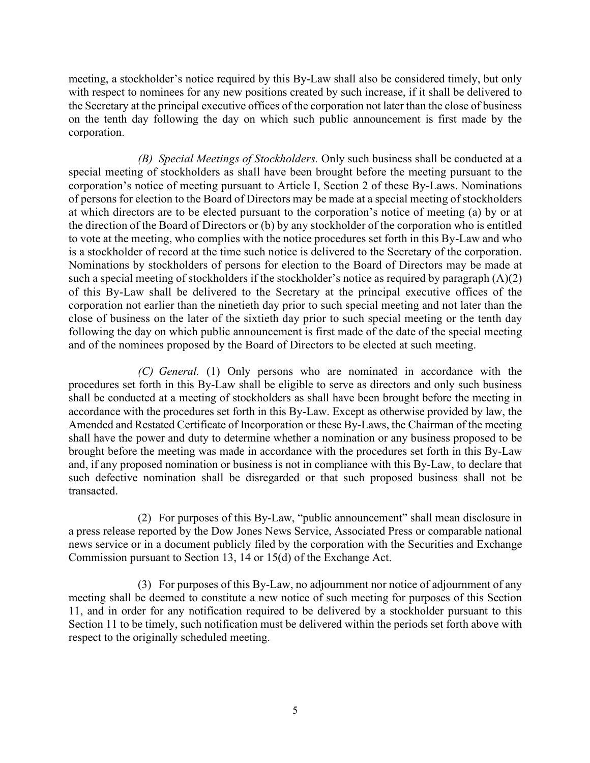meeting, a stockholder's notice required by this By-Law shall also be considered timely, but only with respect to nominees for any new positions created by such increase, if it shall be delivered to the Secretary at the principal executive offices of the corporation not later than the close of business on the tenth day following the day on which such public announcement is first made by the corporation.

*(B) Special Meetings of Stockholders.* Only such business shall be conducted at a special meeting of stockholders as shall have been brought before the meeting pursuant to the corporation's notice of meeting pursuant to Article I, Section 2 of these By-Laws. Nominations of persons for election to the Board of Directors may be made at a special meeting of stockholders at which directors are to be elected pursuant to the corporation's notice of meeting (a) by or at the direction of the Board of Directors or (b) by any stockholder of the corporation who is entitled to vote at the meeting, who complies with the notice procedures set forth in this By-Law and who is a stockholder of record at the time such notice is delivered to the Secretary of the corporation. Nominations by stockholders of persons for election to the Board of Directors may be made at such a special meeting of stockholders if the stockholder's notice as required by paragraph (A)(2) of this By-Law shall be delivered to the Secretary at the principal executive offices of the corporation not earlier than the ninetieth day prior to such special meeting and not later than the close of business on the later of the sixtieth day prior to such special meeting or the tenth day following the day on which public announcement is first made of the date of the special meeting and of the nominees proposed by the Board of Directors to be elected at such meeting.

*(C) General.* (1) Only persons who are nominated in accordance with the procedures set forth in this By-Law shall be eligible to serve as directors and only such business shall be conducted at a meeting of stockholders as shall have been brought before the meeting in accordance with the procedures set forth in this By-Law. Except as otherwise provided by law, the Amended and Restated Certificate of Incorporation or these By-Laws, the Chairman of the meeting shall have the power and duty to determine whether a nomination or any business proposed to be brought before the meeting was made in accordance with the procedures set forth in this By-Law and, if any proposed nomination or business is not in compliance with this By-Law, to declare that such defective nomination shall be disregarded or that such proposed business shall not be transacted.

(2) For purposes of this By-Law, "public announcement" shall mean disclosure in a press release reported by the Dow Jones News Service, Associated Press or comparable national news service or in a document publicly filed by the corporation with the Securities and Exchange Commission pursuant to Section 13, 14 or 15(d) of the Exchange Act.

(3) For purposes of this By-Law, no adjournment nor notice of adjournment of any meeting shall be deemed to constitute a new notice of such meeting for purposes of this Section 11, and in order for any notification required to be delivered by a stockholder pursuant to this Section 11 to be timely, such notification must be delivered within the periods set forth above with respect to the originally scheduled meeting.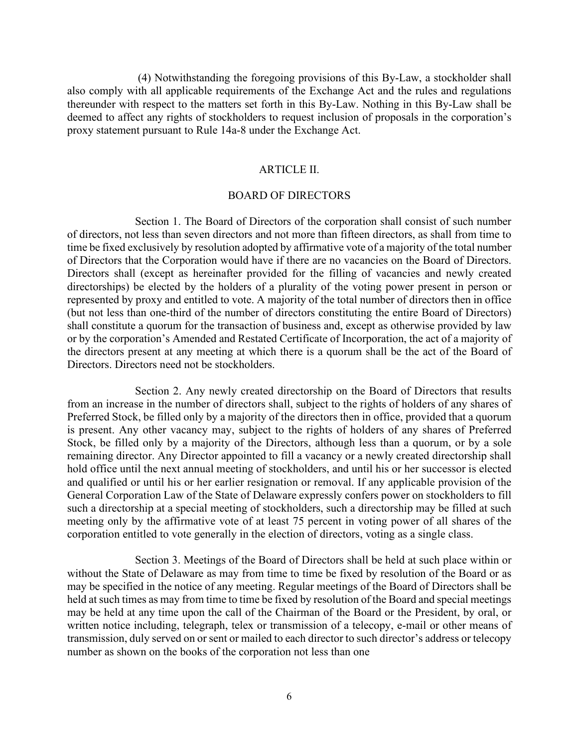(4) Notwithstanding the foregoing provisions of this By-Law, a stockholder shall also comply with all applicable requirements of the Exchange Act and the rules and regulations thereunder with respect to the matters set forth in this By-Law. Nothing in this By-Law shall be deemed to affect any rights of stockholders to request inclusion of proposals in the corporation's proxy statement pursuant to Rule 14a-8 under the Exchange Act.

## ARTICLE II.

## BOARD OF DIRECTORS

Section 1. The Board of Directors of the corporation shall consist of such number of directors, not less than seven directors and not more than fifteen directors, as shall from time to time be fixed exclusively by resolution adopted by affirmative vote of a majority of the total number of Directors that the Corporation would have if there are no vacancies on the Board of Directors. Directors shall (except as hereinafter provided for the filling of vacancies and newly created directorships) be elected by the holders of a plurality of the voting power present in person or represented by proxy and entitled to vote. A majority of the total number of directors then in office (but not less than one-third of the number of directors constituting the entire Board of Directors) shall constitute a quorum for the transaction of business and, except as otherwise provided by law or by the corporation's Amended and Restated Certificate of Incorporation, the act of a majority of the directors present at any meeting at which there is a quorum shall be the act of the Board of Directors. Directors need not be stockholders.

Section 2. Any newly created directorship on the Board of Directors that results from an increase in the number of directors shall, subject to the rights of holders of any shares of Preferred Stock, be filled only by a majority of the directors then in office, provided that a quorum is present. Any other vacancy may, subject to the rights of holders of any shares of Preferred Stock, be filled only by a majority of the Directors, although less than a quorum, or by a sole remaining director. Any Director appointed to fill a vacancy or a newly created directorship shall hold office until the next annual meeting of stockholders, and until his or her successor is elected and qualified or until his or her earlier resignation or removal. If any applicable provision of the General Corporation Law of the State of Delaware expressly confers power on stockholders to fill such a directorship at a special meeting of stockholders, such a directorship may be filled at such meeting only by the affirmative vote of at least 75 percent in voting power of all shares of the corporation entitled to vote generally in the election of directors, voting as a single class.

Section 3. Meetings of the Board of Directors shall be held at such place within or without the State of Delaware as may from time to time be fixed by resolution of the Board or as may be specified in the notice of any meeting. Regular meetings of the Board of Directors shall be held at such times as may from time to time be fixed by resolution of the Board and special meetings may be held at any time upon the call of the Chairman of the Board or the President, by oral, or written notice including, telegraph, telex or transmission of a telecopy, e-mail or other means of transmission, duly served on or sent or mailed to each director to such director's address or telecopy number as shown on the books of the corporation not less than one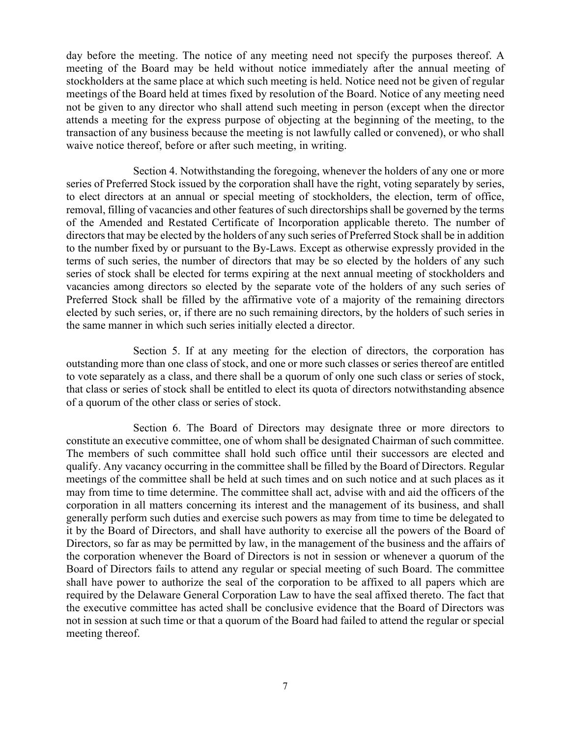day before the meeting. The notice of any meeting need not specify the purposes thereof. A meeting of the Board may be held without notice immediately after the annual meeting of stockholders at the same place at which such meeting is held. Notice need not be given of regular meetings of the Board held at times fixed by resolution of the Board. Notice of any meeting need not be given to any director who shall attend such meeting in person (except when the director attends a meeting for the express purpose of objecting at the beginning of the meeting, to the transaction of any business because the meeting is not lawfully called or convened), or who shall waive notice thereof, before or after such meeting, in writing.

Section 4. Notwithstanding the foregoing, whenever the holders of any one or more series of Preferred Stock issued by the corporation shall have the right, voting separately by series, to elect directors at an annual or special meeting of stockholders, the election, term of office, removal, filling of vacancies and other features of such directorships shall be governed by the terms of the Amended and Restated Certificate of Incorporation applicable thereto. The number of directors that may be elected by the holders of any such series of Preferred Stock shall be in addition to the number fixed by or pursuant to the By-Laws. Except as otherwise expressly provided in the terms of such series, the number of directors that may be so elected by the holders of any such series of stock shall be elected for terms expiring at the next annual meeting of stockholders and vacancies among directors so elected by the separate vote of the holders of any such series of Preferred Stock shall be filled by the affirmative vote of a majority of the remaining directors elected by such series, or, if there are no such remaining directors, by the holders of such series in the same manner in which such series initially elected a director.

Section 5. If at any meeting for the election of directors, the corporation has outstanding more than one class of stock, and one or more such classes or series thereof are entitled to vote separately as a class, and there shall be a quorum of only one such class or series of stock, that class or series of stock shall be entitled to elect its quota of directors notwithstanding absence of a quorum of the other class or series of stock.

Section 6. The Board of Directors may designate three or more directors to constitute an executive committee, one of whom shall be designated Chairman of such committee. The members of such committee shall hold such office until their successors are elected and qualify. Any vacancy occurring in the committee shall be filled by the Board of Directors. Regular meetings of the committee shall be held at such times and on such notice and at such places as it may from time to time determine. The committee shall act, advise with and aid the officers of the corporation in all matters concerning its interest and the management of its business, and shall generally perform such duties and exercise such powers as may from time to time be delegated to it by the Board of Directors, and shall have authority to exercise all the powers of the Board of Directors, so far as may be permitted by law, in the management of the business and the affairs of the corporation whenever the Board of Directors is not in session or whenever a quorum of the Board of Directors fails to attend any regular or special meeting of such Board. The committee shall have power to authorize the seal of the corporation to be affixed to all papers which are required by the Delaware General Corporation Law to have the seal affixed thereto. The fact that the executive committee has acted shall be conclusive evidence that the Board of Directors was not in session at such time or that a quorum of the Board had failed to attend the regular or special meeting thereof.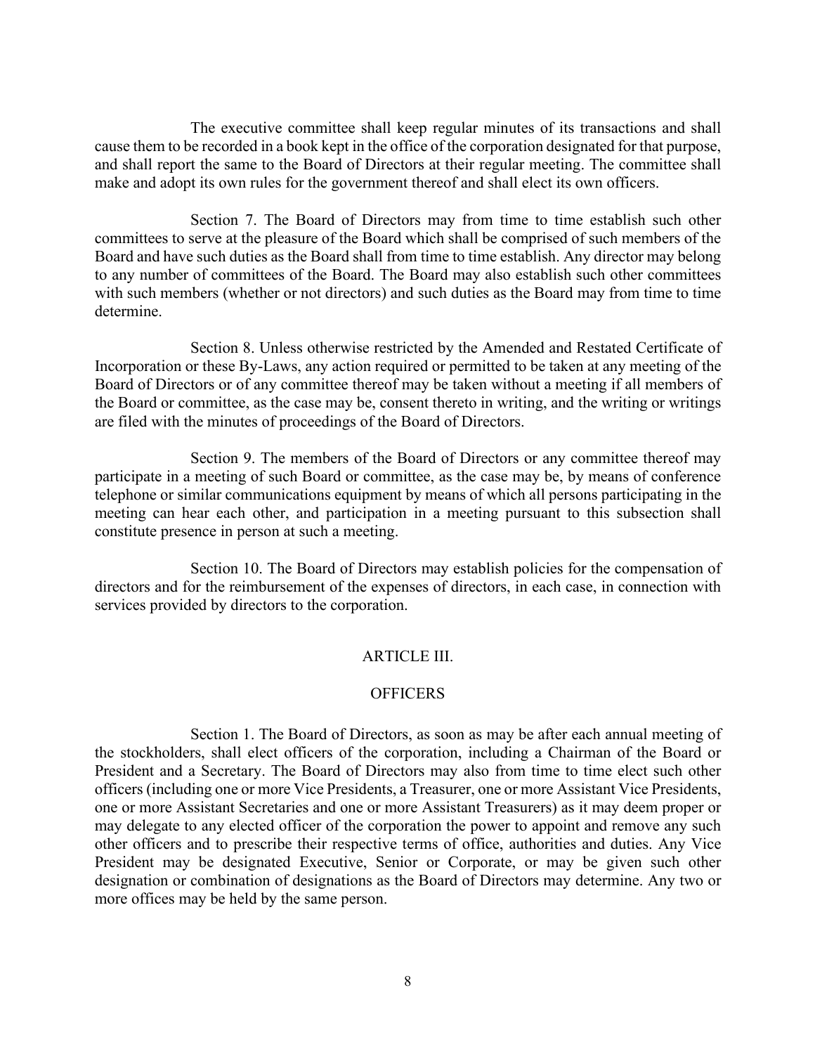The executive committee shall keep regular minutes of its transactions and shall cause them to be recorded in a book kept in the office of the corporation designated for that purpose, and shall report the same to the Board of Directors at their regular meeting. The committee shall make and adopt its own rules for the government thereof and shall elect its own officers.

Section 7. The Board of Directors may from time to time establish such other committees to serve at the pleasure of the Board which shall be comprised of such members of the Board and have such duties as the Board shall from time to time establish. Any director may belong to any number of committees of the Board. The Board may also establish such other committees with such members (whether or not directors) and such duties as the Board may from time to time determine.

Section 8. Unless otherwise restricted by the Amended and Restated Certificate of Incorporation or these By-Laws, any action required or permitted to be taken at any meeting of the Board of Directors or of any committee thereof may be taken without a meeting if all members of the Board or committee, as the case may be, consent thereto in writing, and the writing or writings are filed with the minutes of proceedings of the Board of Directors.

Section 9. The members of the Board of Directors or any committee thereof may participate in a meeting of such Board or committee, as the case may be, by means of conference telephone or similar communications equipment by means of which all persons participating in the meeting can hear each other, and participation in a meeting pursuant to this subsection shall constitute presence in person at such a meeting.

Section 10. The Board of Directors may establish policies for the compensation of directors and for the reimbursement of the expenses of directors, in each case, in connection with services provided by directors to the corporation.

## ARTICLE III.

## OFFICERS

Section 1. The Board of Directors, as soon as may be after each annual meeting of the stockholders, shall elect officers of the corporation, including a Chairman of the Board or President and a Secretary. The Board of Directors may also from time to time elect such other officers (including one or more Vice Presidents, a Treasurer, one or more Assistant Vice Presidents, one or more Assistant Secretaries and one or more Assistant Treasurers) as it may deem proper or may delegate to any elected officer of the corporation the power to appoint and remove any such other officers and to prescribe their respective terms of office, authorities and duties. Any Vice President may be designated Executive, Senior or Corporate, or may be given such other designation or combination of designations as the Board of Directors may determine. Any two or more offices may be held by the same person.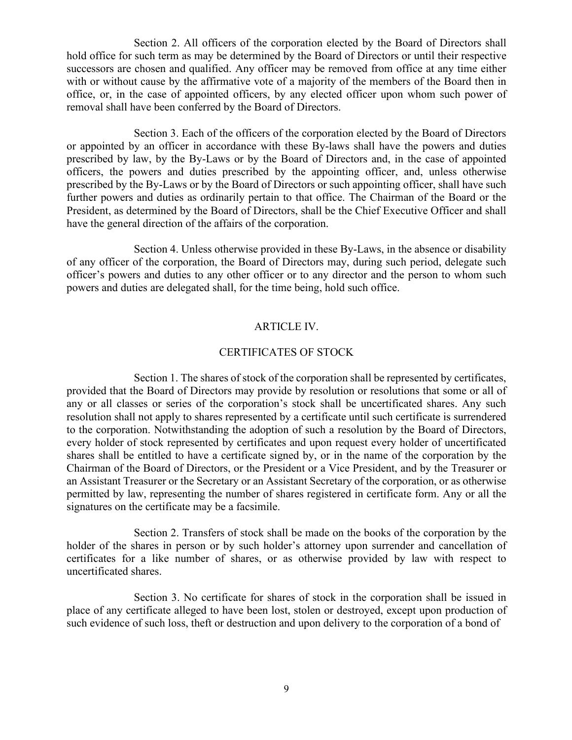Section 2. All officers of the corporation elected by the Board of Directors shall hold office for such term as may be determined by the Board of Directors or until their respective successors are chosen and qualified. Any officer may be removed from office at any time either with or without cause by the affirmative vote of a majority of the members of the Board then in office, or, in the case of appointed officers, by any elected officer upon whom such power of removal shall have been conferred by the Board of Directors.

Section 3. Each of the officers of the corporation elected by the Board of Directors or appointed by an officer in accordance with these By-laws shall have the powers and duties prescribed by law, by the By-Laws or by the Board of Directors and, in the case of appointed officers, the powers and duties prescribed by the appointing officer, and, unless otherwise prescribed by the By-Laws or by the Board of Directors or such appointing officer, shall have such further powers and duties as ordinarily pertain to that office. The Chairman of the Board or the President, as determined by the Board of Directors, shall be the Chief Executive Officer and shall have the general direction of the affairs of the corporation.

Section 4. Unless otherwise provided in these By-Laws, in the absence or disability of any officer of the corporation, the Board of Directors may, during such period, delegate such officer's powers and duties to any other officer or to any director and the person to whom such powers and duties are delegated shall, for the time being, hold such office.

## ARTICLE IV.

## CERTIFICATES OF STOCK

Section 1. The shares of stock of the corporation shall be represented by certificates, provided that the Board of Directors may provide by resolution or resolutions that some or all of any or all classes or series of the corporation's stock shall be uncertificated shares. Any such resolution shall not apply to shares represented by a certificate until such certificate is surrendered to the corporation. Notwithstanding the adoption of such a resolution by the Board of Directors, every holder of stock represented by certificates and upon request every holder of uncertificated shares shall be entitled to have a certificate signed by, or in the name of the corporation by the Chairman of the Board of Directors, or the President or a Vice President, and by the Treasurer or an Assistant Treasurer or the Secretary or an Assistant Secretary of the corporation, or as otherwise permitted by law, representing the number of shares registered in certificate form. Any or all the signatures on the certificate may be a facsimile.

Section 2. Transfers of stock shall be made on the books of the corporation by the holder of the shares in person or by such holder's attorney upon surrender and cancellation of certificates for a like number of shares, or as otherwise provided by law with respect to uncertificated shares.

Section 3. No certificate for shares of stock in the corporation shall be issued in place of any certificate alleged to have been lost, stolen or destroyed, except upon production of such evidence of such loss, theft or destruction and upon delivery to the corporation of a bond of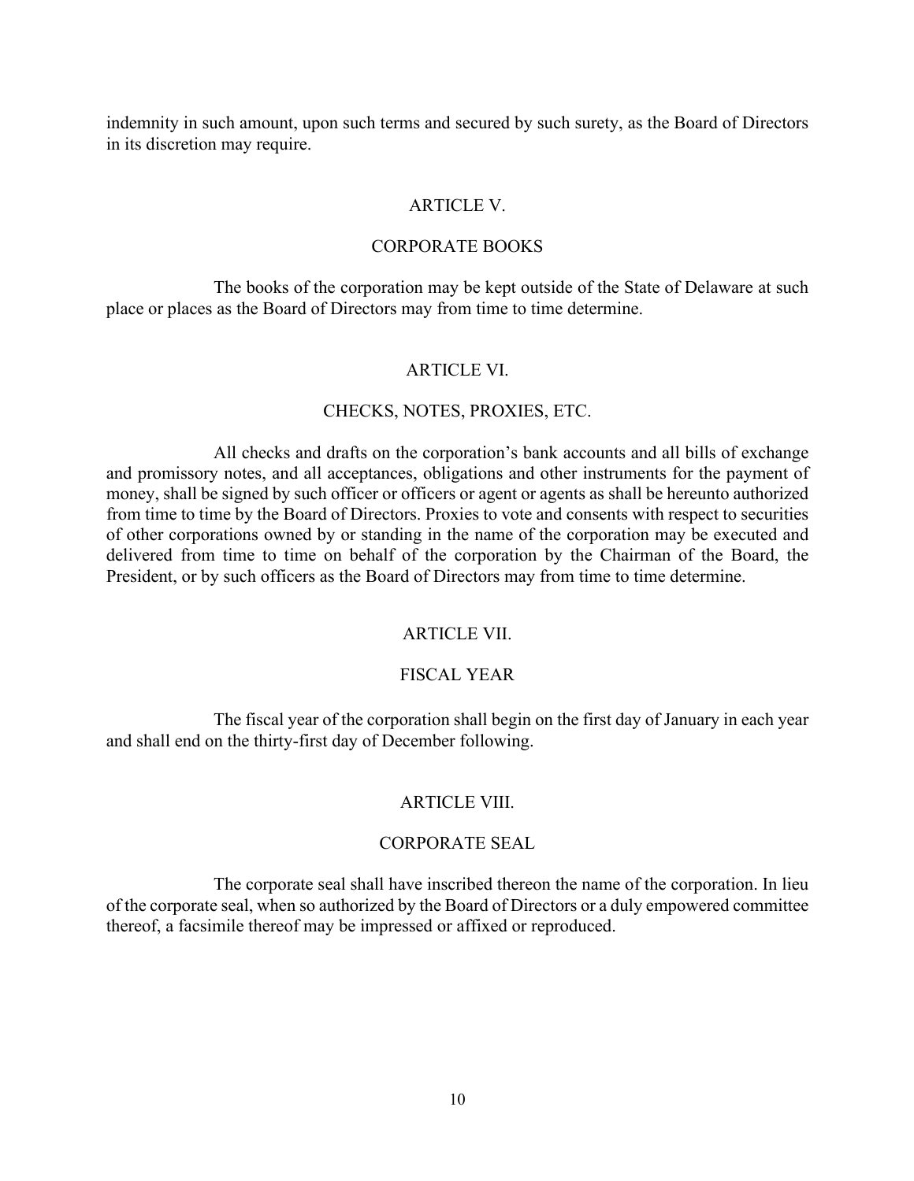indemnity in such amount, upon such terms and secured by such surety, as the Board of Directors in its discretion may require.

## ARTICLE V.

## CORPORATE BOOKS

The books of the corporation may be kept outside of the State of Delaware at such place or places as the Board of Directors may from time to time determine.

## ARTICLE VI.

## CHECKS, NOTES, PROXIES, ETC.

All checks and drafts on the corporation's bank accounts and all bills of exchange and promissory notes, and all acceptances, obligations and other instruments for the payment of money, shall be signed by such officer or officers or agent or agents as shall be hereunto authorized from time to time by the Board of Directors. Proxies to vote and consents with respect to securities of other corporations owned by or standing in the name of the corporation may be executed and delivered from time to time on behalf of the corporation by the Chairman of the Board, the President, or by such officers as the Board of Directors may from time to time determine.

## ARTICLE VII.

## FISCAL YEAR

The fiscal year of the corporation shall begin on the first day of January in each year and shall end on the thirty-first day of December following.

## ARTICLE VIII.

## CORPORATE SEAL

The corporate seal shall have inscribed thereon the name of the corporation. In lieu of the corporate seal, when so authorized by the Board of Directors or a duly empowered committee thereof, a facsimile thereof may be impressed or affixed or reproduced.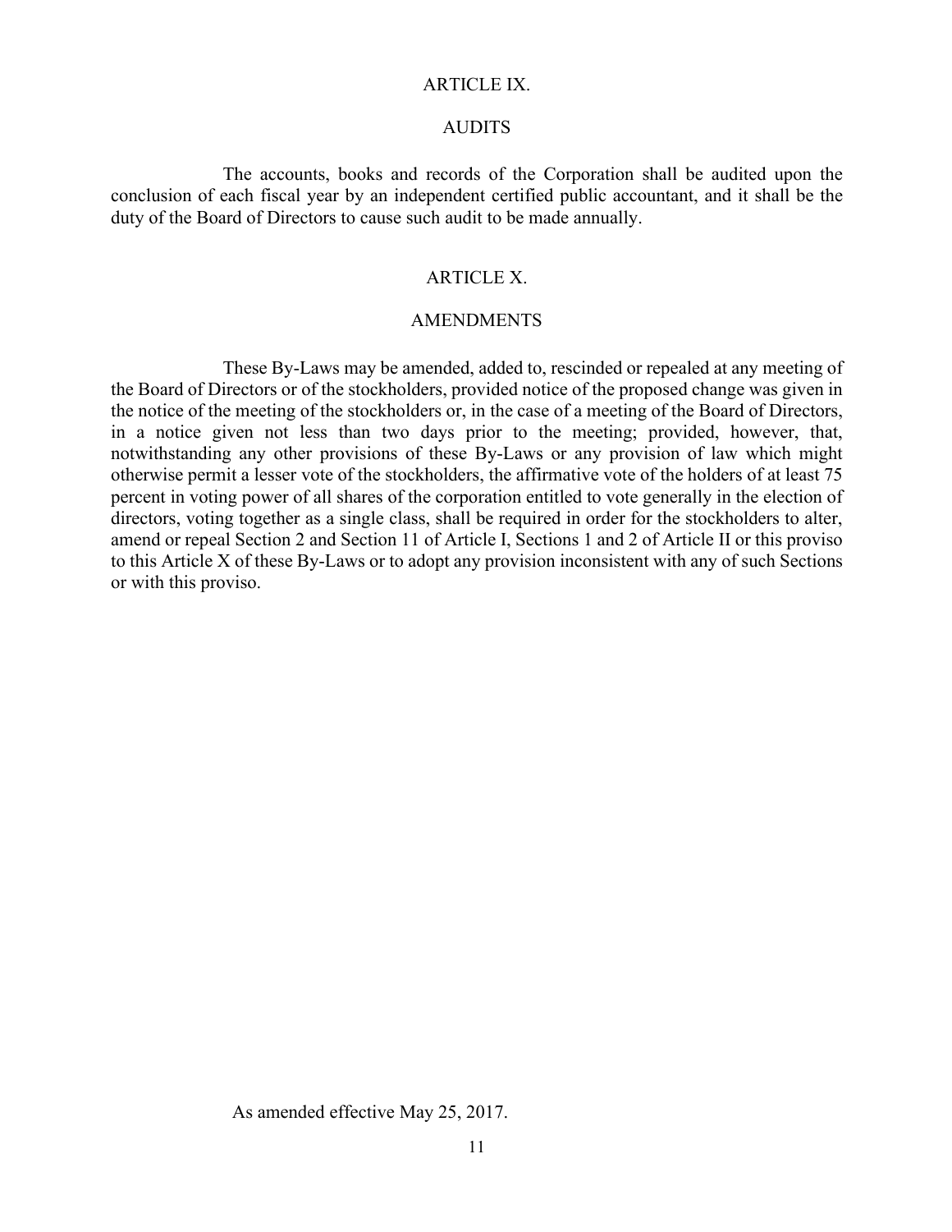## ARTICLE IX.

## AUDITS

The accounts, books and records of the Corporation shall be audited upon the conclusion of each fiscal year by an independent certified public accountant, and it shall be the duty of the Board of Directors to cause such audit to be made annually.

## ARTICLE X.

## AMENDMENTS

These By-Laws may be amended, added to, rescinded or repealed at any meeting of the Board of Directors or of the stockholders, provided notice of the proposed change was given in the notice of the meeting of the stockholders or, in the case of a meeting of the Board of Directors, in a notice given not less than two days prior to the meeting; provided, however, that, notwithstanding any other provisions of these By-Laws or any provision of law which might otherwise permit a lesser vote of the stockholders, the affirmative vote of the holders of at least 75 percent in voting power of all shares of the corporation entitled to vote generally in the election of directors, voting together as a single class, shall be required in order for the stockholders to alter, amend or repeal Section 2 and Section 11 of Article I, Sections 1 and 2 of Article II or this proviso to this Article X of these By-Laws or to adopt any provision inconsistent with any of such Sections or with this proviso.

As amended effective May 25, 2017.